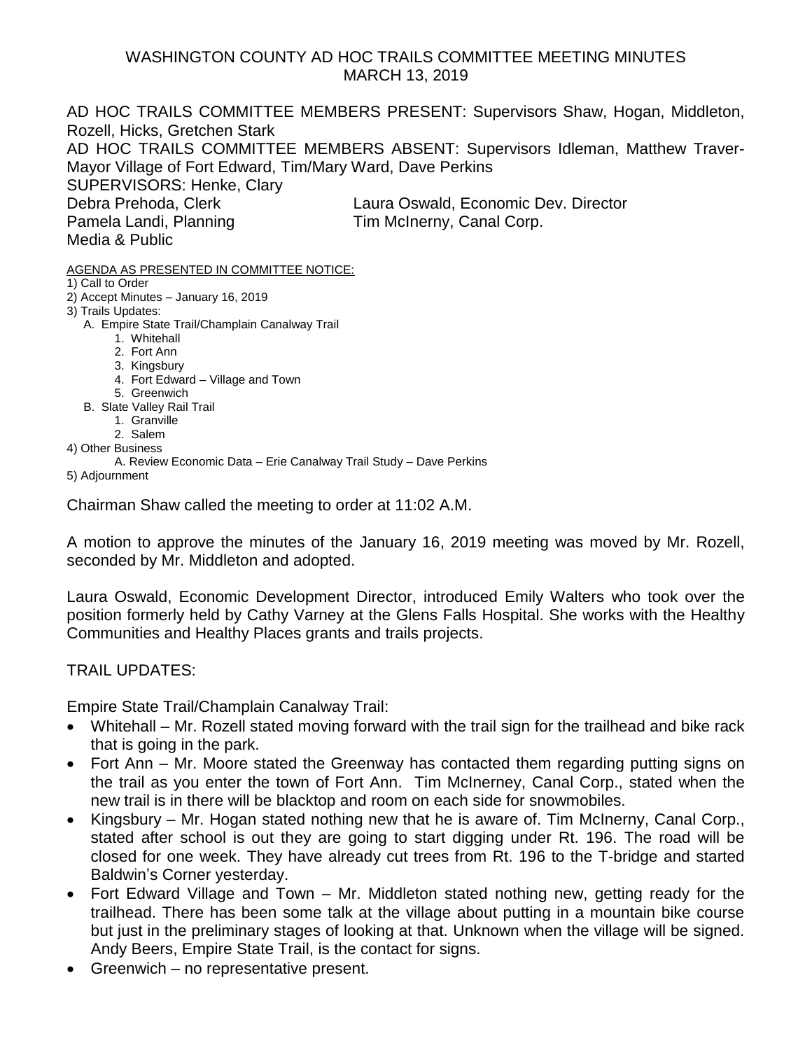# WASHINGTON COUNTY AD HOC TRAILS COMMITTEE MEETING MINUTES
## MARCH 13, 2019

AD HOC TRAILS COMMITTEE MEMBERS PRESENT: Supervisors Shaw, Hogan, Middleton, Rozell, Hicks, Gretchen Stark
AD HOC TRAILS COMMITTEE MEMBERS ABSENT: Supervisors Idleman, Matthew Traver-Mayor Village of Fort Edward, Tim/Mary Ward, Dave Perkins
SUPERVISORS: Henke, Clary
Debra Prehoda, Clerk
Laura Oswald, Economic Dev. Director
Pamela Landi, Planning
Tim McInerny, Canal Corp.
Media & Public

AGENDA AS PRESENTED IN COMMITTEE NOTICE:

1) Call to Order
2) Accept Minutes – January 16, 2019
3) Trails Updates:
   - A. Empire State Trail/Champlain Canalway Trail
     1. Whitehall
     2. Fort Ann
     3. Kingsbury
     4. Fort Edward – Village and Town
     5. Greenwich
   - B. Slate Valley Rail Trail
     1. Granville
     2. Salem
4) Other Business
   - A. Review Economic Data – Erie Canalway Trail Study – Dave Perkins
5) Adjournment

Chairman Shaw called the meeting to order at 11:02 A.M.

A motion to approve the minutes of the January 16, 2019 meeting was moved by Mr. Rozell, seconded by Mr. Middleton and adopted.

Laura Oswald, Economic Development Director, introduced Emily Walters who took over the position formerly held by Cathy Varney at the Glens Falls Hospital. She works with the Healthy Communities and Healthy Places grants and trails projects.

TRAIL UPDATES:

Empire State Trail/Champlain Canalway Trail:

- Whitehall – Mr. Rozell stated moving forward with the trail sign for the trailhead and bike rack that is going in the park.
- Fort Ann – Mr. Moore stated the Greenway has contacted them regarding putting signs on the trail as you enter the town of Fort Ann. Tim McInerney, Canal Corp., stated when the new trail is in there will be blacktop and room on each side for snowmobiles.
- Kingsbury – Mr. Hogan stated nothing new that he is aware of. Tim McInerny, Canal Corp., stated after school is out they are going to start digging under Rt. 196. The road will be closed for one week. They have already cut trees from Rt. 196 to the T-bridge and started Baldwin's Corner yesterday.
- Fort Edward Village and Town – Mr. Middleton stated nothing new, getting ready for the trailhead. There has been some talk at the village about putting in a mountain bike course but just in the preliminary stages of looking at that. Unknown when the village will be signed. Andy Beers, Empire State Trail, is the contact for signs.
- Greenwich – no representative present.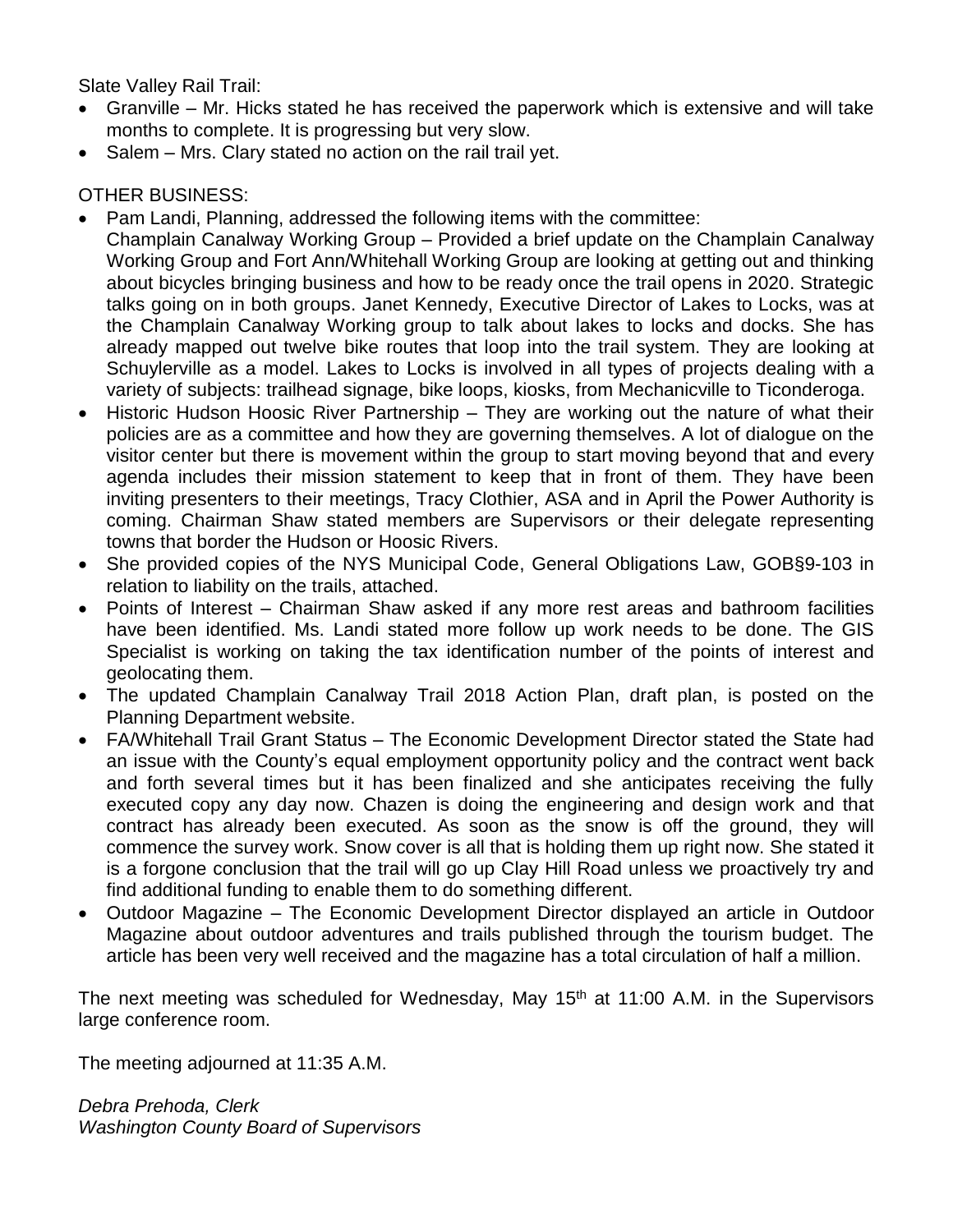Slate Valley Rail Trail:

- Granville – Mr. Hicks stated he has received the paperwork which is extensive and will take months to complete. It is progressing but very slow.
- Salem – Mrs. Clary stated no action on the rail trail yet.

OTHER BUSINESS:

- Pam Landi, Planning, addressed the following items with the committee:
  Champlain Canalway Working Group – Provided a brief update on the Champlain Canalway Working Group and Fort Ann/Whitehall Working Group are looking at getting out and thinking about bicycles bringing business and how to be ready once the trail opens in 2020. Strategic talks going on in both groups. Janet Kennedy, Executive Director of Lakes to Locks, was at the Champlain Canalway Working group to talk about lakes to locks and docks. She has already mapped out twelve bike routes that loop into the trail system. They are looking at Schuylerville as a model. Lakes to Locks is involved in all types of projects dealing with a variety of subjects: trailhead signage, bike loops, kiosks, from Mechanicville to Ticonderoga.
- Historic Hudson Hoosic River Partnership – They are working out the nature of what their policies are as a committee and how they are governing themselves. A lot of dialogue on the visitor center but there is movement within the group to start moving beyond that and every agenda includes their mission statement to keep that in front of them. They have been inviting presenters to their meetings, Tracy Clothier, ASA and in April the Power Authority is coming. Chairman Shaw stated members are Supervisors or their delegate representing towns that border the Hudson or Hoosic Rivers.
- She provided copies of the NYS Municipal Code, General Obligations Law, GOB§9-103 in relation to liability on the trails, attached.
- Points of Interest – Chairman Shaw asked if any more rest areas and bathroom facilities have been identified. Ms. Landi stated more follow up work needs to be done. The GIS Specialist is working on taking the tax identification number of the points of interest and geolocating them.
- The updated Champlain Canalway Trail 2018 Action Plan, draft plan, is posted on the Planning Department website.
- FA/Whitehall Trail Grant Status – The Economic Development Director stated the State had an issue with the County's equal employment opportunity policy and the contract went back and forth several times but it has been finalized and she anticipates receiving the fully executed copy any day now. Chazen is doing the engineering and design work and that contract has already been executed. As soon as the snow is off the ground, they will commence the survey work. Snow cover is all that is holding them up right now. She stated it is a forgone conclusion that the trail will go up Clay Hill Road unless we proactively try and find additional funding to enable them to do something different.
- Outdoor Magazine – The Economic Development Director displayed an article in Outdoor Magazine about outdoor adventures and trails published through the tourism budget. The article has been very well received and the magazine has a total circulation of half a million.

The next meeting was scheduled for Wednesday, May 15th at 11:00 A.M. in the Supervisors large conference room.

The meeting adjourned at 11:35 A.M.

*Debra Prehoda, Clerk*
*Washington County Board of Supervisors*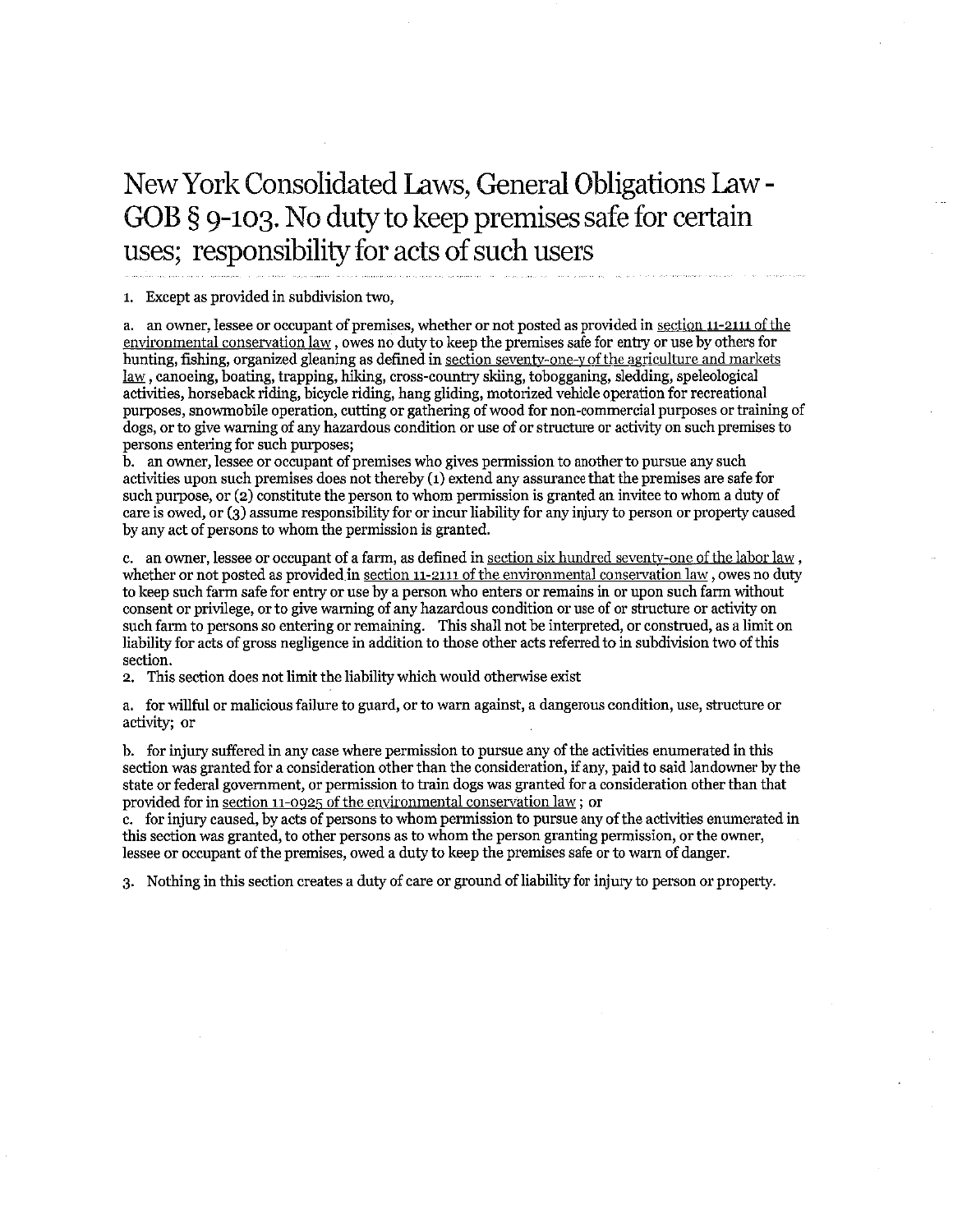# New York Consolidated Laws, General Obligations Law - GOB § 9-103. No duty to keep premises safe for certain uses; responsibility for acts of such users

1. Except as provided in subdivision two,

a. an owner, lessee or occupant of premises, whether or not posted as provided in section 11-2111 of the environmental conservation law, owes no duty to keep the premises safe for entry or use by others for hunting, fishing, organized gleaning as defined in section seventy-one-y of the agriculture and markets law, canoeing, boating, trapping, hiking, cross-country skiing, tobogganing, sledding, speleological activities, horseback riding, bicycle riding, hang gliding, motorized vehicle operation for recreational purposes, snowmobile operation, cutting or gathering of wood for non-commercial purposes or training of dogs, or to give warning of any hazardous condition or use of or structure or activity on such premises to persons entering for such purposes;

b. an owner, lessee or occupant of premises who gives permission to another to pursue any such activities upon such premises does not thereby (1) extend any assurance that the premises are safe for such purpose, or (2) constitute the person to whom permission is granted an invitee to whom a duty of care is owed, or (3) assume responsibility for or incur liability for any injury to person or property caused by any act of persons to whom the permission is granted.

c. an owner, lessee or occupant of a farm, as defined in section six hundred seventy-one of the labor law, whether or not posted as provided in section 11-2111 of the environmental conservation law, owes no duty to keep such farm safe for entry or use by a person who enters or remains in or upon such farm without consent or privilege, or to give warning of any hazardous condition or use of or structure or activity on such farm to persons so entering or remaining. This shall not be interpreted, or construed, as a limit on liability for acts of gross negligence in addition to those other acts referred to in subdivision two of this section.

2. This section does not limit the liability which would otherwise exist

a. for willful or malicious failure to guard, or to warn against, a dangerous condition, use, structure or activity; or

b. for injury suffered in any case where permission to pursue any of the activities enumerated in this section was granted for a consideration other than the consideration, if any, paid to said landowner by the state or federal government, or permission to train dogs was granted for a consideration other than that provided for in section 11-0925 of the environmental conservation law; or

c. for injury caused, by acts of persons to whom permission to pursue any of the activities enumerated in this section was granted, to other persons as to whom the person granting permission, or the owner, lessee or occupant of the premises, owed a duty to keep the premises safe or to warn of danger.

3. Nothing in this section creates a duty of care or ground of liability for injury to person or property.